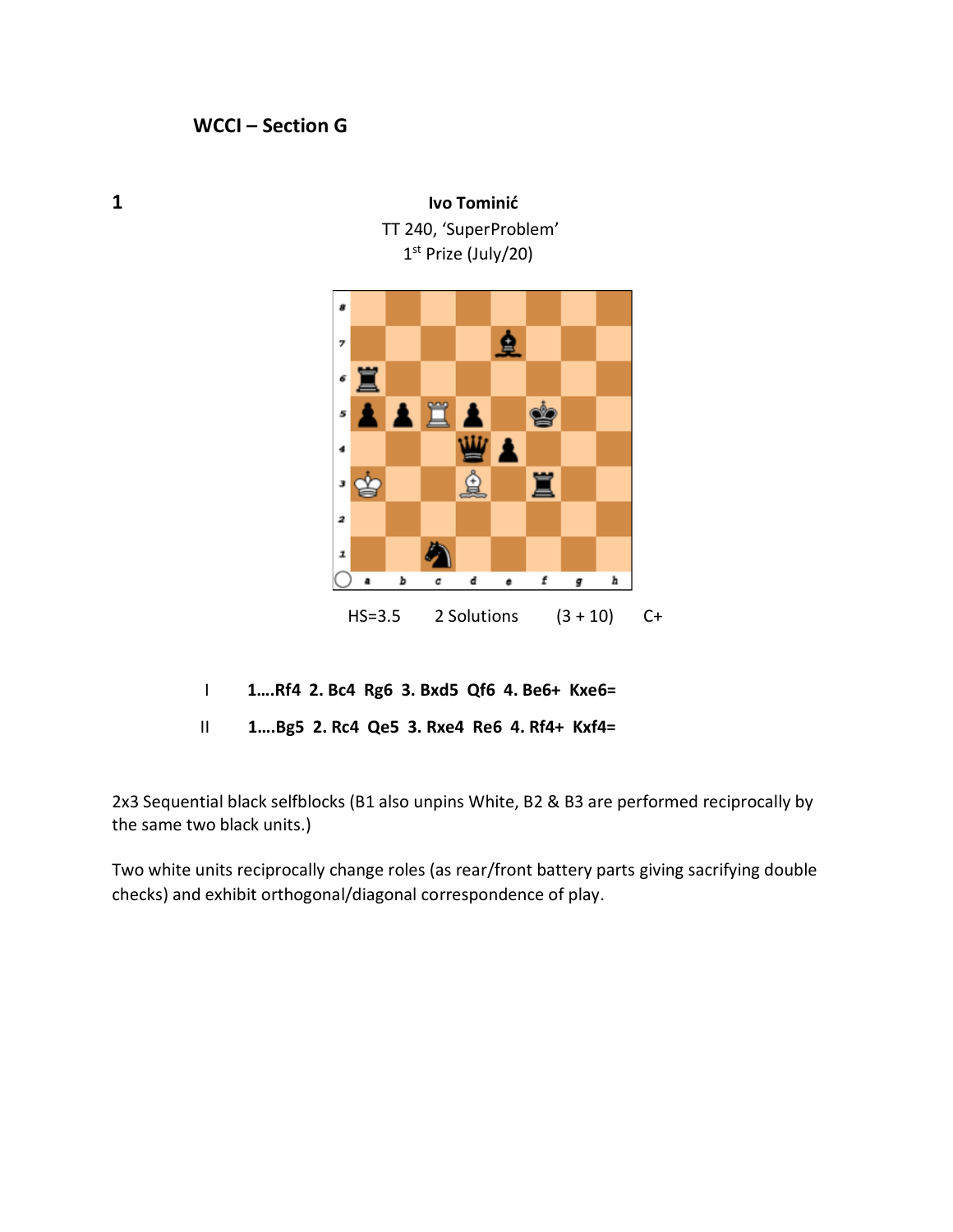## WCCI – Section G

**1**

**Ivo Tominić**
TT 240, 'SuperProblem'
1st Prize (July/20)

HS=3.5 2 Solutions (3 + 10) C+

I **1….Rf4 2. Bc4 Rg6 3. Bxd5 Qf6 4. Be6+ Kxe6=**

II **1….Bg5 2. Rc4 Qe5 3. Rxe4 Re6 4. Rf4+ Kxf4=**

2x3 Sequential black selfblocks (B1 also unpins White, B2 & B3 are performed reciprocally by the same two black units.)

Two white units reciprocally change roles (as rear/front battery parts giving sacrifying double checks) and exhibit orthogonal/diagonal correspondence of play.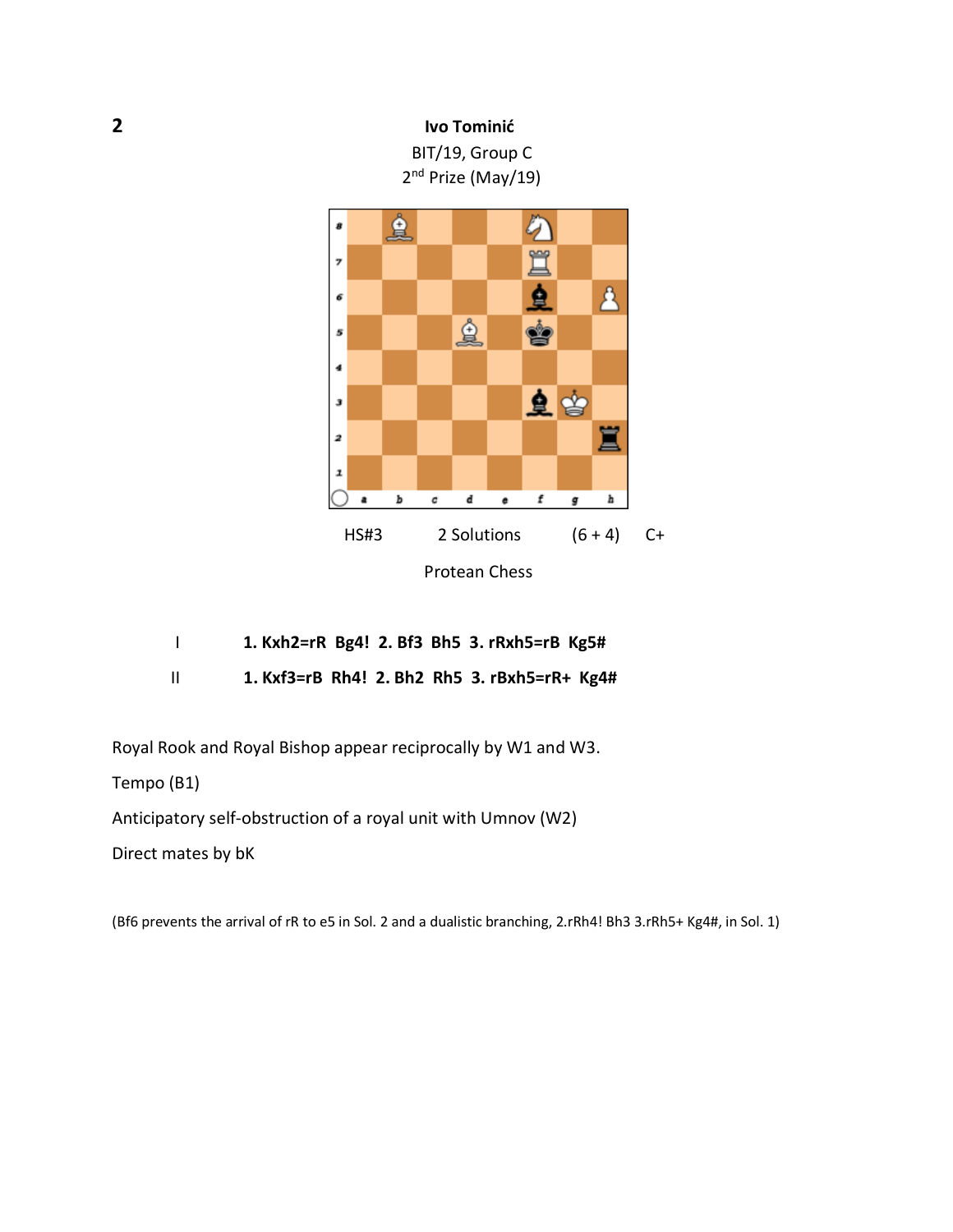**2**

**Ivo Tominić**
BIT/19, Group C
2nd Prize (May/19)

HS#3 2 Solutions (6 + 4) C+

Protean Chess

I **1. Kxh2=rR Bg4! 2. Bf3 Bh5 3. rRxh5=rB Kg5#**

II **1. Kxf3=rB Rh4! 2. Bh2 Rh5 3. rBxh5=rR+ Kg4#**

Royal Rook and Royal Bishop appear reciprocally by W1 and W3.

Tempo (B1)

Anticipatory self-obstruction of a royal unit with Umnov (W2)

Direct mates by bK

(Bf6 prevents the arrival of rR to e5 in Sol. 2 and a dualistic branching, 2.rRh4! Bh3 3.rRh5+ Kg4#, in Sol. 1)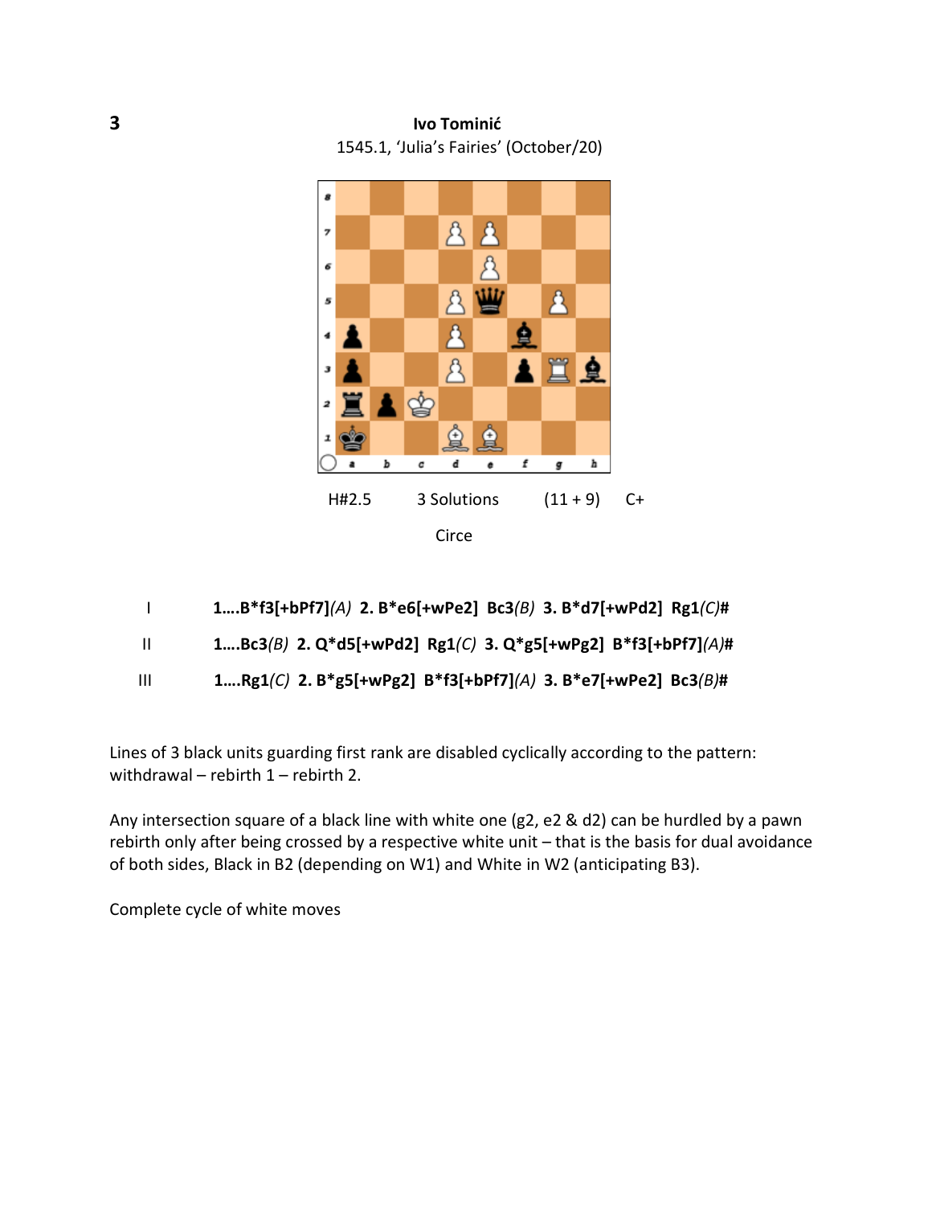**3**

**Ivo Tominić**

1545.1, 'Julia's Fairies' (October/20)

H#2.5 3 Solutions (11 + 9) C+

Circe

| | |
|---|---|
| I | **1….B*f3[+bPf7]**_(A)_ **2. B*e6[+wPe2] Bc3**_(B)_ **3. B*d7[+wPd2] Rg1**_(C)_**#** |
| II | **1….Bc3**_(B)_ **2. Q*d5[+wPd2] Rg1**_(C)_ **3. Q*g5[+wPg2] B*f3[+bPf7]**_(A)_**#** |
| III | **1….Rg1**_(C)_ **2. B*g5[+wPg2] B*f3[+bPf7]**_(A)_ **3. B*e7[+wPe2] Bc3**_(B)_**#** |

Lines of 3 black units guarding first rank are disabled cyclically according to the pattern: withdrawal – rebirth 1 – rebirth 2.

Any intersection square of a black line with white one (g2, e2 & d2) can be hurdled by a pawn rebirth only after being crossed by a respective white unit – that is the basis for dual avoidance of both sides, Black in B2 (depending on W1) and White in W2 (anticipating B3).

Complete cycle of white moves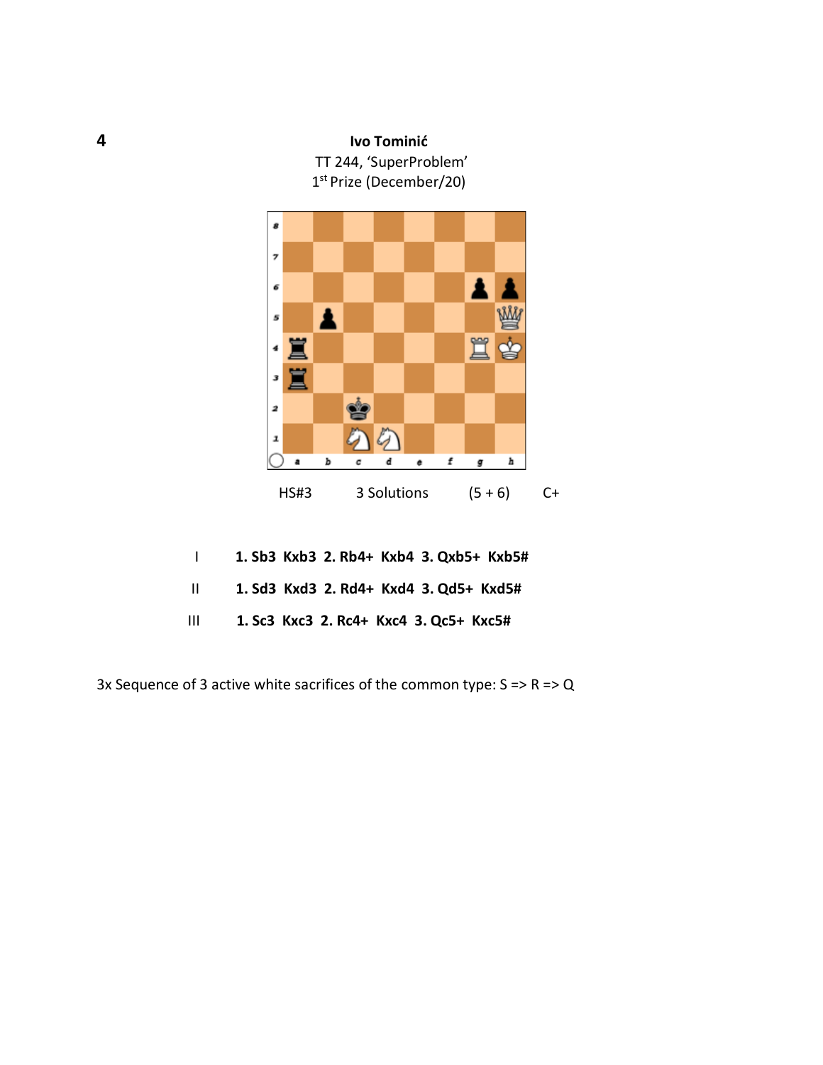**4**

**Ivo Tominić**

TT 244, 'SuperProblem'

1st Prize (December/20)

HS#3 3 Solutions (5 + 6) C+

| | |
|---|---|
| I | **1. Sb3 Kxb3 2. Rb4+ Kxb4 3. Qxb5+ Kxb5#** |
| II | **1. Sd3 Kxd3 2. Rd4+ Kxd4 3. Qd5+ Kxd5#** |
| III | **1. Sc3 Kxc3 2. Rc4+ Kxc4 3. Qc5+ Kxc5#** |

3x Sequence of 3 active white sacrifices of the common type: S => R => Q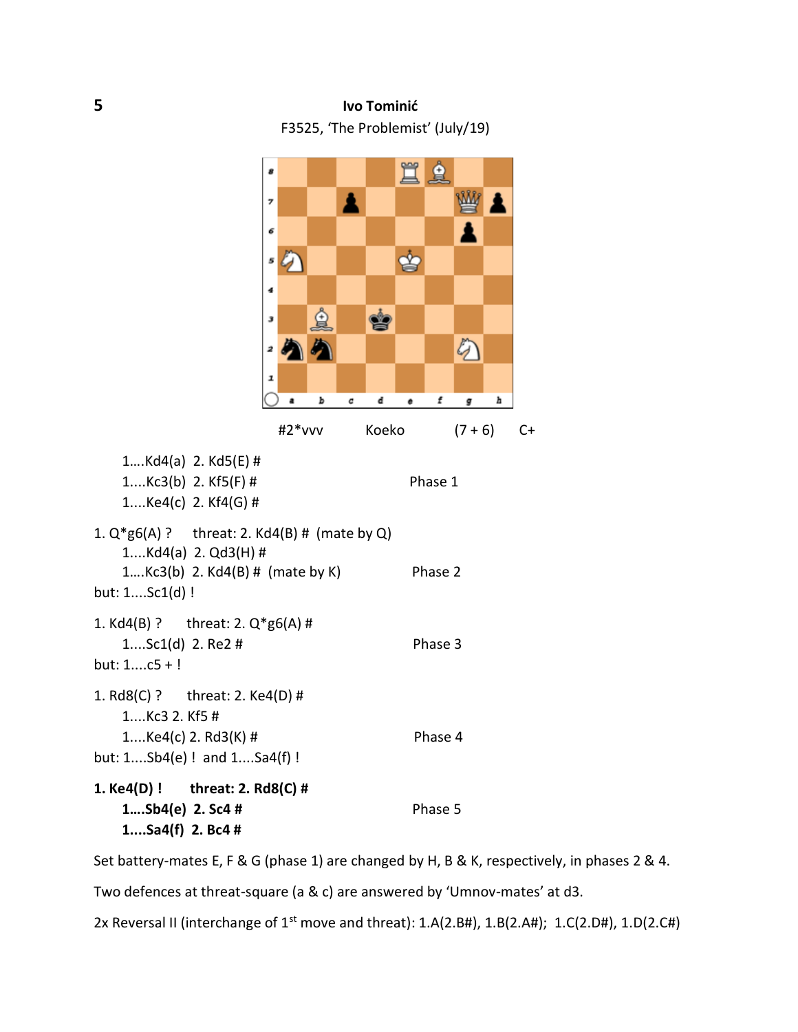**5**

**Ivo Tominić**

F3525, 'The Problemist' (July/19)

#2*vvv Koeko (7 + 6) C+

1....Kd4(a) 2. Kd5(E) #
1....Kc3(b) 2. Kf5(F) # Phase 1
1....Ke4(c) 2. Kf4(G) #

1. Q*g6(A) ? threat: 2. Kd4(B) # (mate by Q)
1....Kd4(a) 2. Qd3(H) #
1....Kc3(b) 2. Kd4(B) # (mate by K) Phase 2
but: 1....Sc1(d) !

1. Kd4(B) ? threat: 2. Q*g6(A) #
1....Sc1(d) 2. Re2 # Phase 3
but: 1....c5 + !

1. Rd8(C) ? threat: 2. Ke4(D) #
1....Kc3 2. Kf5 #
1....Ke4(c) 2. Rd3(K) # Phase 4
but: 1....Sb4(e) ! and 1....Sa4(f) !

**1. Ke4(D) ! threat: 2. Rd8(C) #**
**1....Sb4(e) 2. Sc4 #** Phase 5
**1....Sa4(f) 2. Bc4 #**

Set battery-mates E, F & G (phase 1) are changed by H, B & K, respectively, in phases 2 & 4.

Two defences at threat-square (a & c) are answered by 'Umnov-mates' at d3.

2x Reversal II (interchange of 1st move and threat): 1.A(2.B#), 1.B(2.A#); 1.C(2.D#), 1.D(2.C#)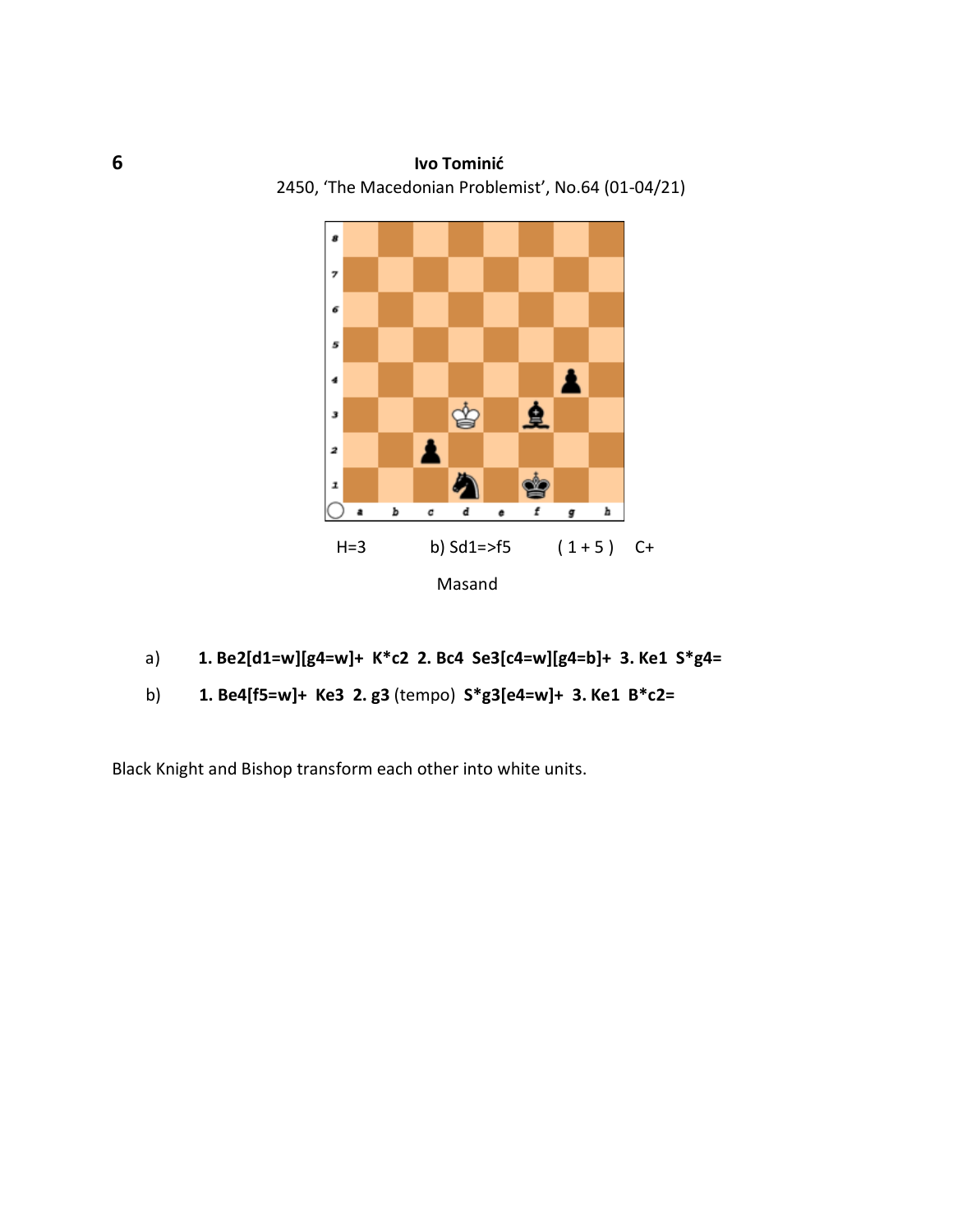**6**

**Ivo Tominić**

2450, 'The Macedonian Problemist', No.64 (01-04/21)

H=3 b) Sd1=>f5 ( 1 + 5 ) C+

Masand

a) **1. Be2[d1=w][g4=w]+ K*c2 2. Bc4 Se3[c4=w][g4=b]+ 3. Ke1 S*g4=**

b) **1. Be4[f5=w]+ Ke3 2. g3** (tempo) **S*g3[e4=w]+ 3. Ke1 B*c2=**

Black Knight and Bishop transform each other into white units.